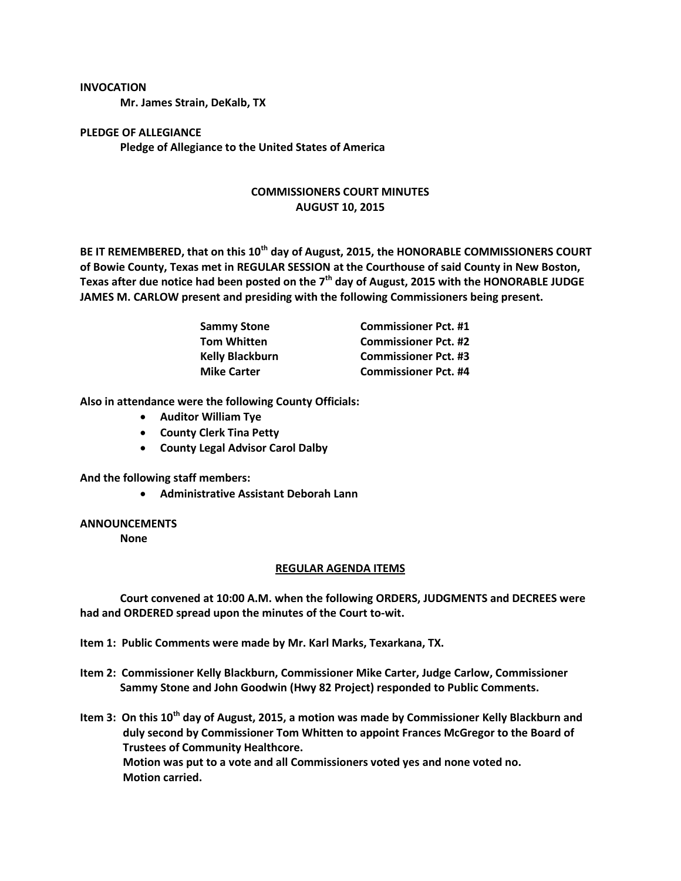**INVOCATION**

**Mr. James Strain, DeKalb, TX**

**PLEDGE OF ALLEGIANCE**

**Pledge of Allegiance to the United States of America**

## COMMISSIONERS COURT MINUTES
## AUGUST 10, 2015

**BE IT REMEMBERED, that on this 10th day of August, 2015, the HONORABLE COMMISSIONERS COURT of Bowie County, Texas met in REGULAR SESSION at the Courthouse of said County in New Boston, Texas after due notice had been posted on the 7th day of August, 2015 with the HONORABLE JUDGE JAMES M. CARLOW present and presiding with the following Commissioners being present.**

| | |
|---|---|
| **Sammy Stone** | **Commissioner Pct. #1** |
| **Tom Whitten** | **Commissioner Pct. #2** |
| **Kelly Blackburn** | **Commissioner Pct. #3** |
| **Mike Carter** | **Commissioner Pct. #4** |

**Also in attendance were the following County Officials:**

- **Auditor William Tye**
- **County Clerk Tina Petty**
- **County Legal Advisor Carol Dalby**

**And the following staff members:**

- **Administrative Assistant Deborah Lann**

**ANNOUNCEMENTS**

**None**

**REGULAR AGENDA ITEMS**

**Court convened at 10:00 A.M. when the following ORDERS, JUDGMENTS and DECREES were had and ORDERED spread upon the minutes of the Court to-wit.**

**Item 1: Public Comments were made by Mr. Karl Marks, Texarkana, TX.**

**Item 2: Commissioner Kelly Blackburn, Commissioner Mike Carter, Judge Carlow, Commissioner Sammy Stone and John Goodwin (Hwy 82 Project) responded to Public Comments.**

**Item 3: On this 10th day of August, 2015, a motion was made by Commissioner Kelly Blackburn and duly second by Commissioner Tom Whitten to appoint Frances McGregor to the Board of Trustees of Community Healthcore.
Motion was put to a vote and all Commissioners voted yes and none voted no.
Motion carried.**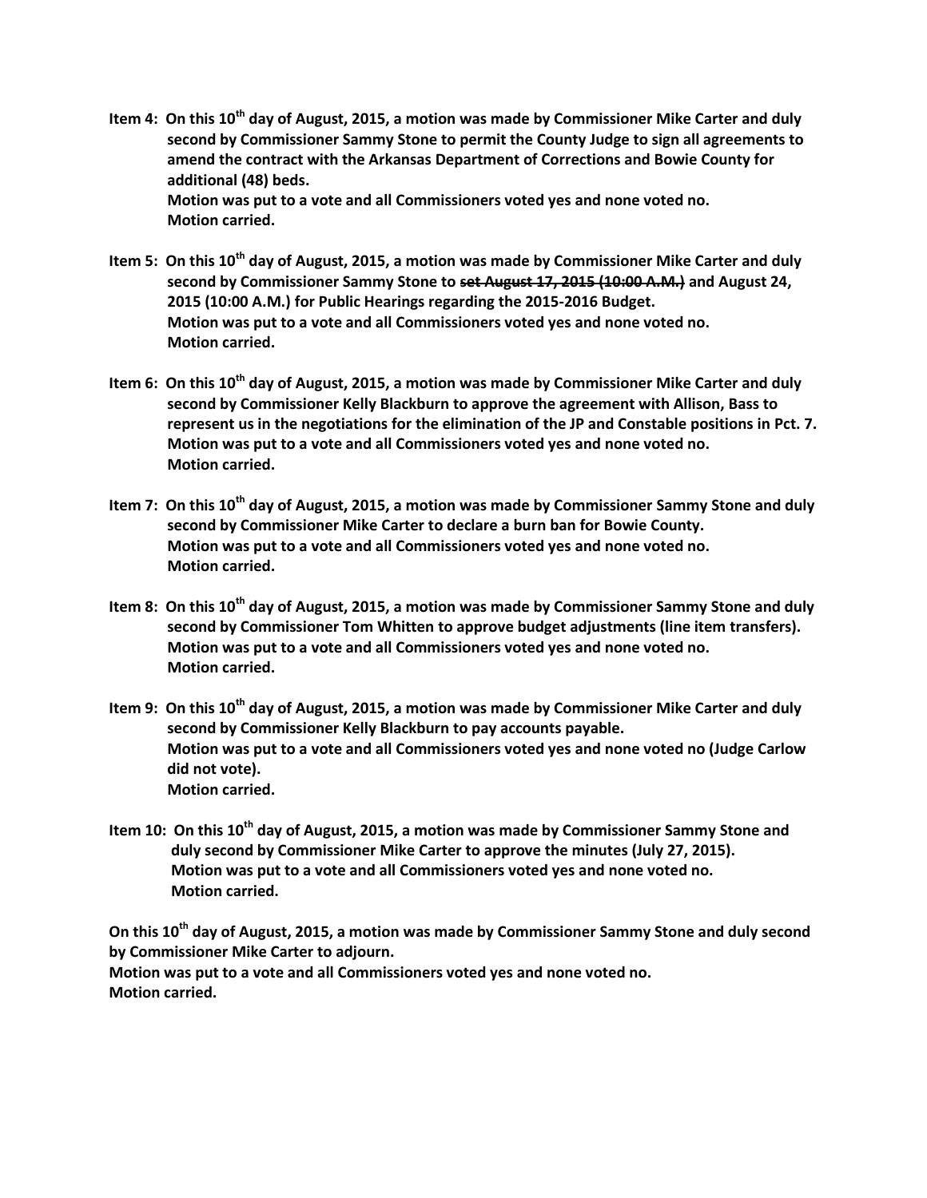**Item 4: On this 10th day of August, 2015, a motion was made by Commissioner Mike Carter and duly second by Commissioner Sammy Stone to permit the County Judge to sign all agreements to amend the contract with the Arkansas Department of Corrections and Bowie County for additional (48) beds.**
**Motion was put to a vote and all Commissioners voted yes and none voted no.**
**Motion carried.**

**Item 5: On this 10th day of August, 2015, a motion was made by Commissioner Mike Carter and duly second by Commissioner Sammy Stone to ~~set August 17, 2015 (10:00 A.M.)~~ and August 24, 2015 (10:00 A.M.) for Public Hearings regarding the 2015-2016 Budget.**
**Motion was put to a vote and all Commissioners voted yes and none voted no.**
**Motion carried.**

**Item 6: On this 10th day of August, 2015, a motion was made by Commissioner Mike Carter and duly second by Commissioner Kelly Blackburn to approve the agreement with Allison, Bass to represent us in the negotiations for the elimination of the JP and Constable positions in Pct. 7.**
**Motion was put to a vote and all Commissioners voted yes and none voted no.**
**Motion carried.**

**Item 7: On this 10th day of August, 2015, a motion was made by Commissioner Sammy Stone and duly second by Commissioner Mike Carter to declare a burn ban for Bowie County.**
**Motion was put to a vote and all Commissioners voted yes and none voted no.**
**Motion carried.**

**Item 8: On this 10th day of August, 2015, a motion was made by Commissioner Sammy Stone and duly second by Commissioner Tom Whitten to approve budget adjustments (line item transfers).**
**Motion was put to a vote and all Commissioners voted yes and none voted no.**
**Motion carried.**

**Item 9: On this 10th day of August, 2015, a motion was made by Commissioner Mike Carter and duly second by Commissioner Kelly Blackburn to pay accounts payable.**
**Motion was put to a vote and all Commissioners voted yes and none voted no (Judge Carlow did not vote).**
**Motion carried.**

**Item 10: On this 10th day of August, 2015, a motion was made by Commissioner Sammy Stone and duly second by Commissioner Mike Carter to approve the minutes (July 27, 2015).**
**Motion was put to a vote and all Commissioners voted yes and none voted no.**
**Motion carried.**

**On this 10th day of August, 2015, a motion was made by Commissioner Sammy Stone and duly second by Commissioner Mike Carter to adjourn.**
**Motion was put to a vote and all Commissioners voted yes and none voted no.**
**Motion carried.**